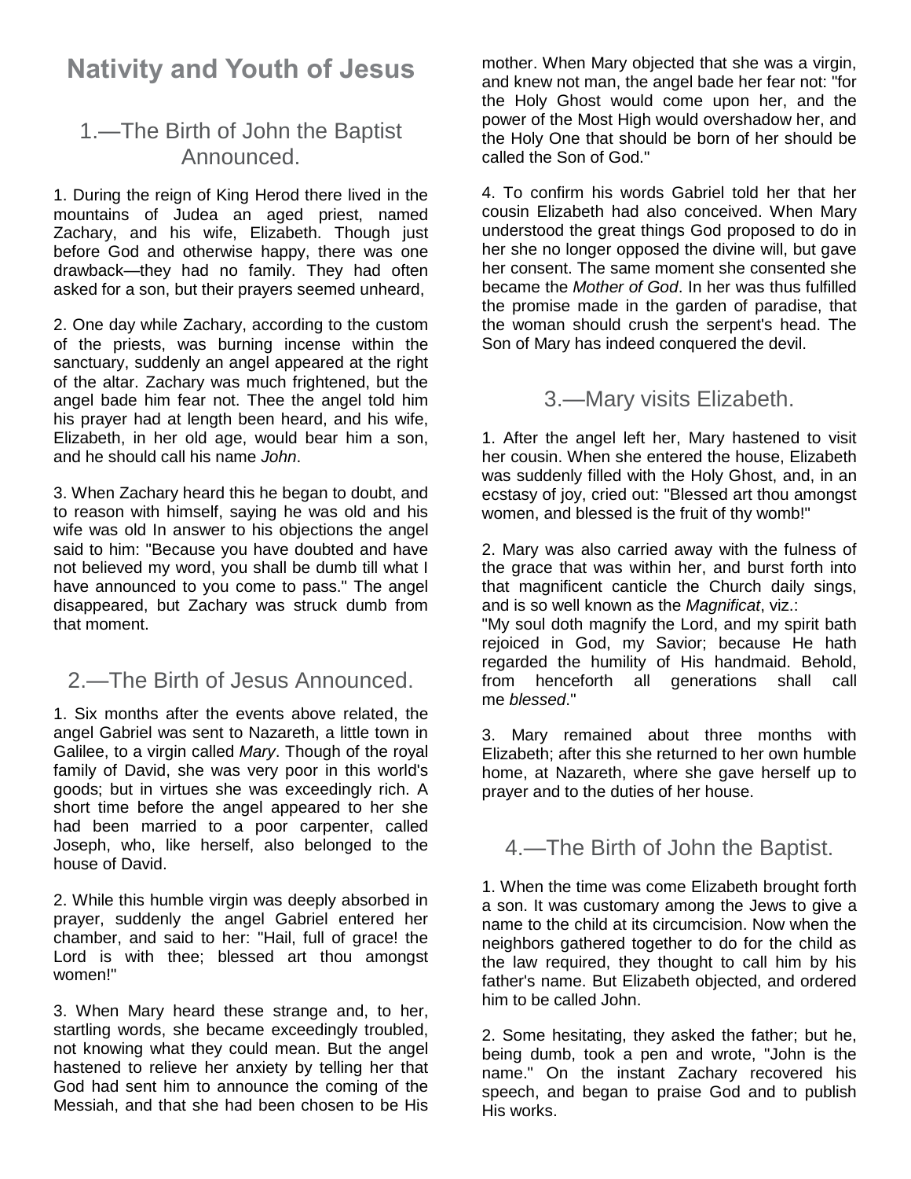# Nativity and Youth of Jesus

## 1.—The Birth of John the Baptist Announced.

1. During the reign of King Herod there lived in the mountains of Judea an aged priest, named Zachary, and his wife, Elizabeth. Though just before God and otherwise happy, there was one drawback—they had no family. They had often asked for a son, but their prayers seemed unheard,

2. One day while Zachary, according to the custom of the priests, was burning incense within the sanctuary, suddenly an angel appeared at the right of the altar. Zachary was much frightened, but the angel bade him fear not. Thee the angel told him his prayer had at length been heard, and his wife, Elizabeth, in her old age, would bear him a son, and he should call his name *John*.

3. When Zachary heard this he began to doubt, and to reason with himself, saying he was old and his wife was old In answer to his objections the angel said to him: "Because you have doubted and have not believed my word, you shall be dumb till what I have announced to you come to pass." The angel disappeared, but Zachary was struck dumb from that moment.

## 2.—The Birth of Jesus Announced.

1. Six months after the events above related, the angel Gabriel was sent to Nazareth, a little town in Galilee, to a virgin called *Mary*. Though of the royal family of David, she was very poor in this world's goods; but in virtues she was exceedingly rich. A short time before the angel appeared to her she had been married to a poor carpenter, called Joseph, who, like herself, also belonged to the house of David.

2. While this humble virgin was deeply absorbed in prayer, suddenly the angel Gabriel entered her chamber, and said to her: "Hail, full of grace! the Lord is with thee; blessed art thou amongst women!"

3. When Mary heard these strange and, to her, startling words, she became exceedingly troubled, not knowing what they could mean. But the angel hastened to relieve her anxiety by telling her that God had sent him to announce the coming of the Messiah, and that she had been chosen to be His mother. When Mary objected that she was a virgin, and knew not man, the angel bade her fear not: "for the Holy Ghost would come upon her, and the power of the Most High would overshadow her, and the Holy One that should be born of her should be called the Son of God."

4. To confirm his words Gabriel told her that her cousin Elizabeth had also conceived. When Mary understood the great things God proposed to do in her she no longer opposed the divine will, but gave her consent. The same moment she consented she became the *Mother of God*. In her was thus fulfilled the promise made in the garden of paradise, that the woman should crush the serpent's head. The Son of Mary has indeed conquered the devil.

## 3.—Mary visits Elizabeth.

1. After the angel left her, Mary hastened to visit her cousin. When she entered the house, Elizabeth was suddenly filled with the Holy Ghost, and, in an ecstasy of joy, cried out: "Blessed art thou amongst women, and blessed is the fruit of thy womb!"

2. Mary was also carried away with the fulness of the grace that was within her, and burst forth into that magnificent canticle the Church daily sings, and is so well known as the *Magnificat*, viz.:
"My soul doth magnify the Lord, and my spirit bath rejoiced in God, my Savior; because He hath regarded the humility of His handmaid. Behold, from henceforth all generations shall call me *blessed*."

3. Mary remained about three months with Elizabeth; after this she returned to her own humble home, at Nazareth, where she gave herself up to prayer and to the duties of her house.

## 4.—The Birth of John the Baptist.

1. When the time was come Elizabeth brought forth a son. It was customary among the Jews to give a name to the child at its circumcision. Now when the neighbors gathered together to do for the child as the law required, they thought to call him by his father's name. But Elizabeth objected, and ordered him to be called John.

2. Some hesitating, they asked the father; but he, being dumb, took a pen and wrote, "John is the name." On the instant Zachary recovered his speech, and began to praise God and to publish His works.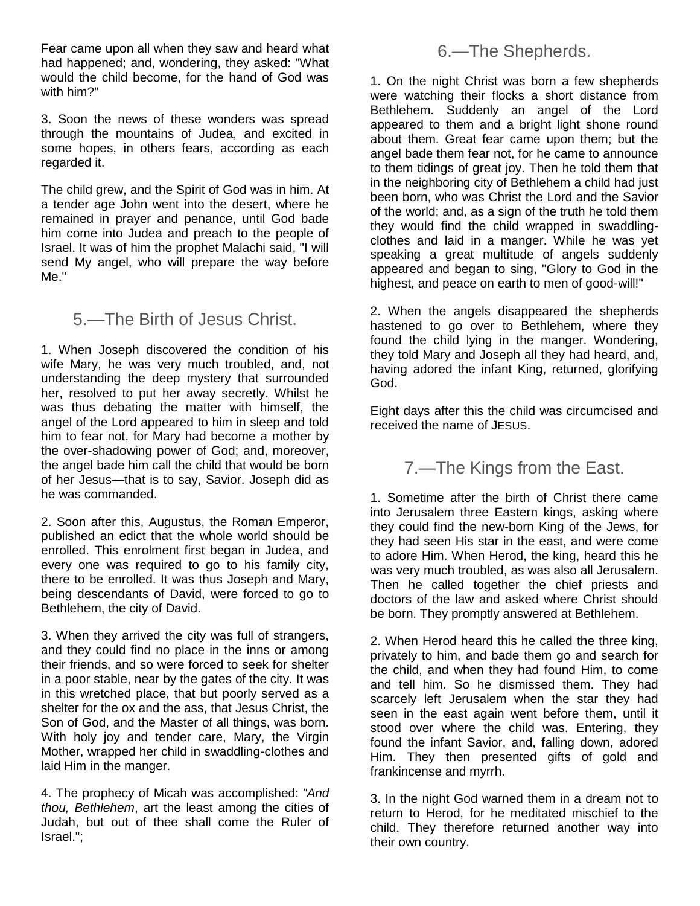Fear came upon all when they saw and heard what had happened; and, wondering, they asked: "What would the child become, for the hand of God was with him?"

3. Soon the news of these wonders was spread through the mountains of Judea, and excited in some hopes, in others fears, according as each regarded it.

The child grew, and the Spirit of God was in him. At a tender age John went into the desert, where he remained in prayer and penance, until God bade him come into Judea and preach to the people of Israel. It was of him the prophet Malachi said, "I will send My angel, who will prepare the way before Me."

## 5.—The Birth of Jesus Christ.

1. When Joseph discovered the condition of his wife Mary, he was very much troubled, and, not understanding the deep mystery that surrounded her, resolved to put her away secretly. Whilst he was thus debating the matter with himself, the angel of the Lord appeared to him in sleep and told him to fear not, for Mary had become a mother by the over-shadowing power of God; and, moreover, the angel bade him call the child that would be born of her Jesus—that is to say, Savior. Joseph did as he was commanded.

2. Soon after this, Augustus, the Roman Emperor, published an edict that the whole world should be enrolled. This enrolment first began in Judea, and every one was required to go to his family city, there to be enrolled. It was thus Joseph and Mary, being descendants of David, were forced to go to Bethlehem, the city of David.

3. When they arrived the city was full of strangers, and they could find no place in the inns or among their friends, and so were forced to seek for shelter in a poor stable, near by the gates of the city. It was in this wretched place, that but poorly served as a shelter for the ox and the ass, that Jesus Christ, the Son of God, and the Master of all things, was born. With holy joy and tender care, Mary, the Virgin Mother, wrapped her child in swaddling-clothes and laid Him in the manger.

4. The prophecy of Micah was accomplished: *"And thou, Bethlehem*, art the least among the cities of Judah, but out of thee shall come the Ruler of Israel.";

## 6.—The Shepherds.

1. On the night Christ was born a few shepherds were watching their flocks a short distance from Bethlehem. Suddenly an angel of the Lord appeared to them and a bright light shone round about them. Great fear came upon them; but the angel bade them fear not, for he came to announce to them tidings of great joy. Then he told them that in the neighboring city of Bethlehem a child had just been born, who was Christ the Lord and the Savior of the world; and, as a sign of the truth he told them they would find the child wrapped in swaddling-clothes and laid in a manger. While he was yet speaking a great multitude of angels suddenly appeared and began to sing, "Glory to God in the highest, and peace on earth to men of good-will!"

2. When the angels disappeared the shepherds hastened to go over to Bethlehem, where they found the child lying in the manger. Wondering, they told Mary and Joseph all they had heard, and, having adored the infant King, returned, glorifying God.

Eight days after this the child was circumcised and received the name of JESUS.

## 7.—The Kings from the East.

1. Sometime after the birth of Christ there came into Jerusalem three Eastern kings, asking where they could find the new-born King of the Jews, for they had seen His star in the east, and were come to adore Him. When Herod, the king, heard this he was very much troubled, as was also all Jerusalem. Then he called together the chief priests and doctors of the law and asked where Christ should be born. They promptly answered at Bethlehem.

2. When Herod heard this he called the three king, privately to him, and bade them go and search for the child, and when they had found Him, to come and tell him. So he dismissed them. They had scarcely left Jerusalem when the star they had seen in the east again went before them, until it stood over where the child was. Entering, they found the infant Savior, and, falling down, adored Him. They then presented gifts of gold and frankincense and myrrh.

3. In the night God warned them in a dream not to return to Herod, for he meditated mischief to the child. They therefore returned another way into their own country.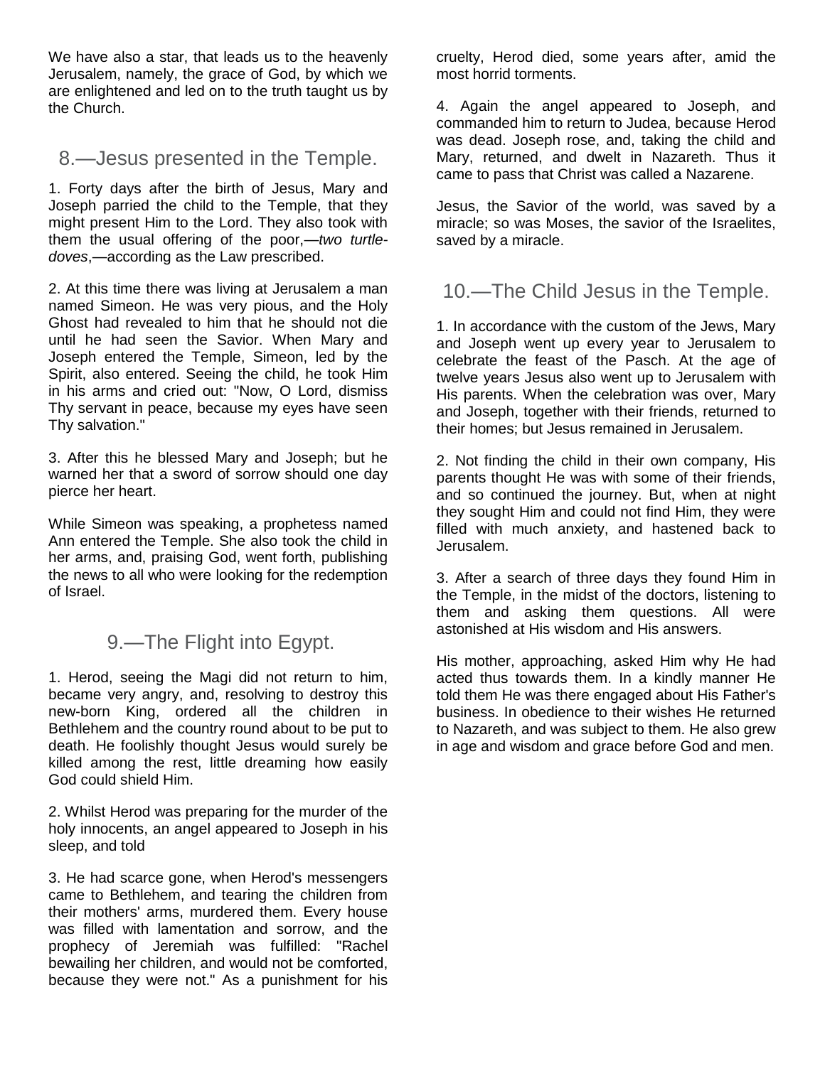We have also a star, that leads us to the heavenly Jerusalem, namely, the grace of God, by which we are enlightened and led on to the truth taught us by the Church.

## 8.—Jesus presented in the Temple.

1. Forty days after the birth of Jesus, Mary and Joseph parried the child to the Temple, that they might present Him to the Lord. They also took with them the usual offering of the poor,—*two turtle-doves*,—according as the Law prescribed.

2. At this time there was living at Jerusalem a man named Simeon. He was very pious, and the Holy Ghost had revealed to him that he should not die until he had seen the Savior. When Mary and Joseph entered the Temple, Simeon, led by the Spirit, also entered. Seeing the child, he took Him in his arms and cried out: "Now, O Lord, dismiss Thy servant in peace, because my eyes have seen Thy salvation."

3. After this he blessed Mary and Joseph; but he warned her that a sword of sorrow should one day pierce her heart.

While Simeon was speaking, a prophetess named Ann entered the Temple. She also took the child in her arms, and, praising God, went forth, publishing the news to all who were looking for the redemption of Israel.

## 9.—The Flight into Egypt.

1. Herod, seeing the Magi did not return to him, became very angry, and, resolving to destroy this new-born King, ordered all the children in Bethlehem and the country round about to be put to death. He foolishly thought Jesus would surely be killed among the rest, little dreaming how easily God could shield Him.

2. Whilst Herod was preparing for the murder of the holy innocents, an angel appeared to Joseph in his sleep, and told

3. He had scarce gone, when Herod's messengers came to Bethlehem, and tearing the children from their mothers' arms, murdered them. Every house was filled with lamentation and sorrow, and the prophecy of Jeremiah was fulfilled: "Rachel bewailing her children, and would not be comforted, because they were not." As a punishment for his cruelty, Herod died, some years after, amid the most horrid torments.

4. Again the angel appeared to Joseph, and commanded him to return to Judea, because Herod was dead. Joseph rose, and, taking the child and Mary, returned, and dwelt in Nazareth. Thus it came to pass that Christ was called a Nazarene.

Jesus, the Savior of the world, was saved by a miracle; so was Moses, the savior of the Israelites, saved by a miracle.

## 10.—The Child Jesus in the Temple.

1. In accordance with the custom of the Jews, Mary and Joseph went up every year to Jerusalem to celebrate the feast of the Pasch. At the age of twelve years Jesus also went up to Jerusalem with His parents. When the celebration was over, Mary and Joseph, together with their friends, returned to their homes; but Jesus remained in Jerusalem.

2. Not finding the child in their own company, His parents thought He was with some of their friends, and so continued the journey. But, when at night they sought Him and could not find Him, they were filled with much anxiety, and hastened back to Jerusalem.

3. After a search of three days they found Him in the Temple, in the midst of the doctors, listening to them and asking them questions. All were astonished at His wisdom and His answers.

His mother, approaching, asked Him why He had acted thus towards them. In a kindly manner He told them He was there engaged about His Father's business. In obedience to their wishes He returned to Nazareth, and was subject to them. He also grew in age and wisdom and grace before God and men.